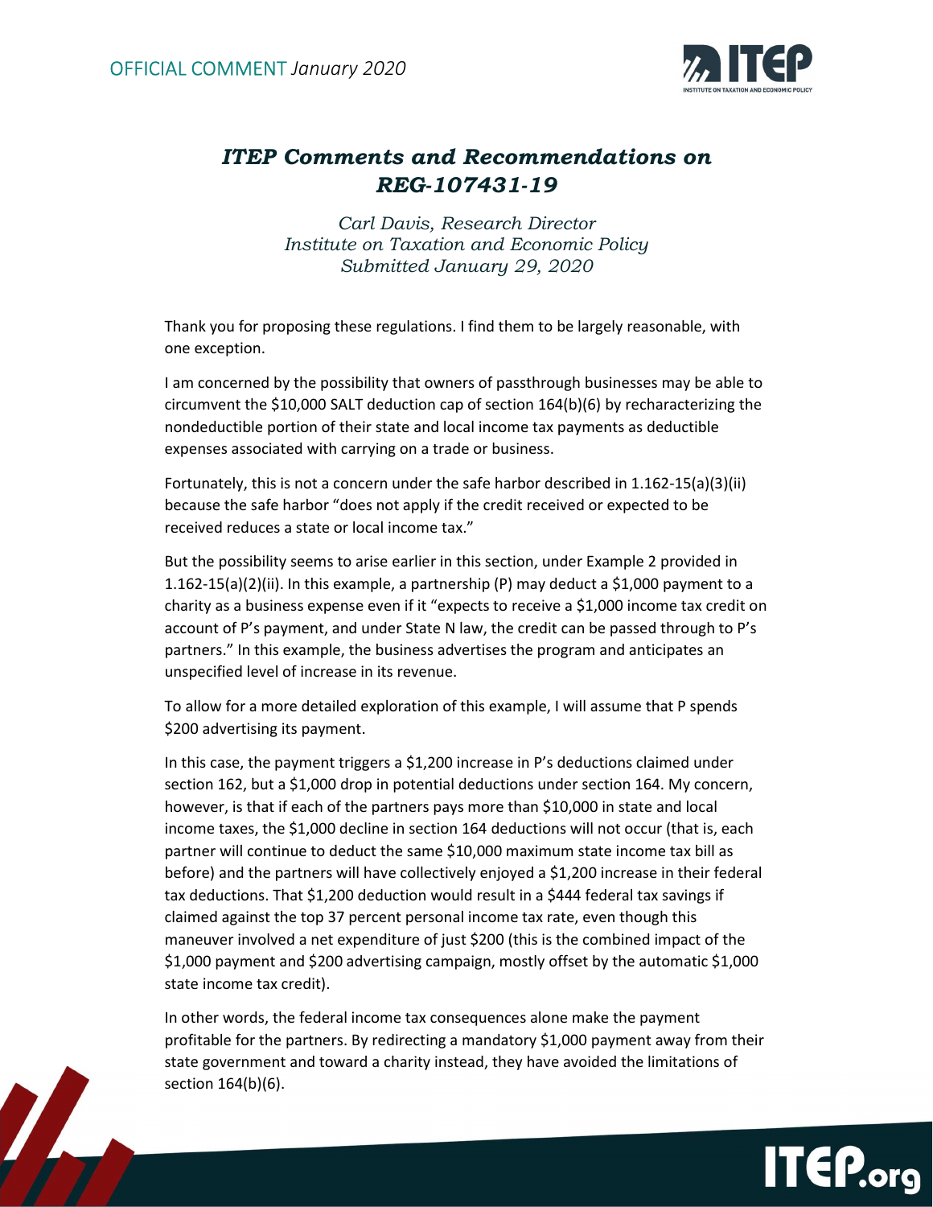OFFICIAL COMMENT *January 2020*

# *ITEP Comments and Recommendations on REG-107431-19*

*Carl Davis, Research Director*
*Institute on Taxation and Economic Policy*
*Submitted January 29, 2020*

Thank you for proposing these regulations. I find them to be largely reasonable, with one exception.

I am concerned by the possibility that owners of passthrough businesses may be able to circumvent the $10,000 SALT deduction cap of section 164(b)(6) by recharacterizing the nondeductible portion of their state and local income tax payments as deductible expenses associated with carrying on a trade or business.

Fortunately, this is not a concern under the safe harbor described in 1.162-15(a)(3)(ii) because the safe harbor "does not apply if the credit received or expected to be received reduces a state or local income tax."

But the possibility seems to arise earlier in this section, under Example 2 provided in 1.162-15(a)(2)(ii). In this example, a partnership (P) may deduct a $1,000 payment to a charity as a business expense even if it "expects to receive a $1,000 income tax credit on account of P's payment, and under State N law, the credit can be passed through to P's partners." In this example, the business advertises the program and anticipates an unspecified level of increase in its revenue.

To allow for a more detailed exploration of this example, I will assume that P spends $200 advertising its payment.

In this case, the payment triggers a $1,200 increase in P's deductions claimed under section 162, but a $1,000 drop in potential deductions under section 164. My concern, however, is that if each of the partners pays more than $10,000 in state and local income taxes, the $1,000 decline in section 164 deductions will not occur (that is, each partner will continue to deduct the same $10,000 maximum state income tax bill as before) and the partners will have collectively enjoyed a $1,200 increase in their federal tax deductions. That $1,200 deduction would result in a $444 federal tax savings if claimed against the top 37 percent personal income tax rate, even though this maneuver involved a net expenditure of just $200 (this is the combined impact of the $1,000 payment and $200 advertising campaign, mostly offset by the automatic $1,000 state income tax credit).

In other words, the federal income tax consequences alone make the payment profitable for the partners. By redirecting a mandatory $1,000 payment away from their state government and toward a charity instead, they have avoided the limitations of section 164(b)(6).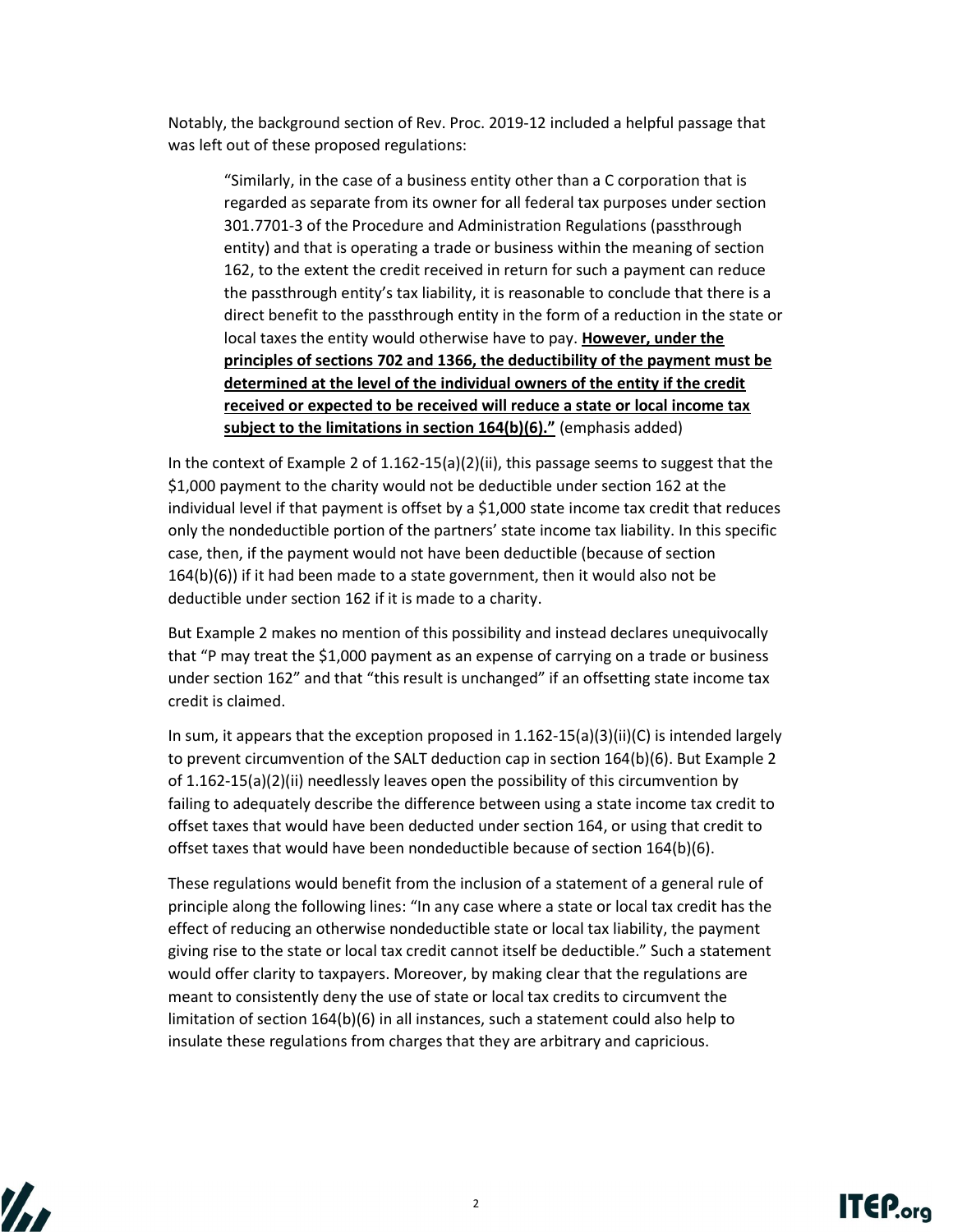Notably, the background section of Rev. Proc. 2019-12 included a helpful passage that was left out of these proposed regulations:

> "Similarly, in the case of a business entity other than a C corporation that is regarded as separate from its owner for all federal tax purposes under section 301.7701-3 of the Procedure and Administration Regulations (passthrough entity) and that is operating a trade or business within the meaning of section 162, to the extent the credit received in return for such a payment can reduce the passthrough entity's tax liability, it is reasonable to conclude that there is a direct benefit to the passthrough entity in the form of a reduction in the state or local taxes the entity would otherwise have to pay. **However, under the principles of sections 702 and 1366, the deductibility of the payment must be determined at the level of the individual owners of the entity if the credit received or expected to be received will reduce a state or local income tax subject to the limitations in section 164(b)(6)."** (emphasis added)

In the context of Example 2 of 1.162-15(a)(2)(ii), this passage seems to suggest that the $1,000 payment to the charity would not be deductible under section 162 at the individual level if that payment is offset by a $1,000 state income tax credit that reduces only the nondeductible portion of the partners' state income tax liability. In this specific case, then, if the payment would not have been deductible (because of section 164(b)(6)) if it had been made to a state government, then it would also not be deductible under section 162 if it is made to a charity.

But Example 2 makes no mention of this possibility and instead declares unequivocally that "P may treat the $1,000 payment as an expense of carrying on a trade or business under section 162" and that "this result is unchanged" if an offsetting state income tax credit is claimed.

In sum, it appears that the exception proposed in 1.162-15(a)(3)(ii)(C) is intended largely to prevent circumvention of the SALT deduction cap in section 164(b)(6). But Example 2 of 1.162-15(a)(2)(ii) needlessly leaves open the possibility of this circumvention by failing to adequately describe the difference between using a state income tax credit to offset taxes that would have been deducted under section 164, or using that credit to offset taxes that would have been nondeductible because of section 164(b)(6).

These regulations would benefit from the inclusion of a statement of a general rule of principle along the following lines: "In any case where a state or local tax credit has the effect of reducing an otherwise nondeductible state or local tax liability, the payment giving rise to the state or local tax credit cannot itself be deductible." Such a statement would offer clarity to taxpayers. Moreover, by making clear that the regulations are meant to consistently deny the use of state or local tax credits to circumvent the limitation of section 164(b)(6) in all instances, such a statement could also help to insulate these regulations from charges that they are arbitrary and capricious.